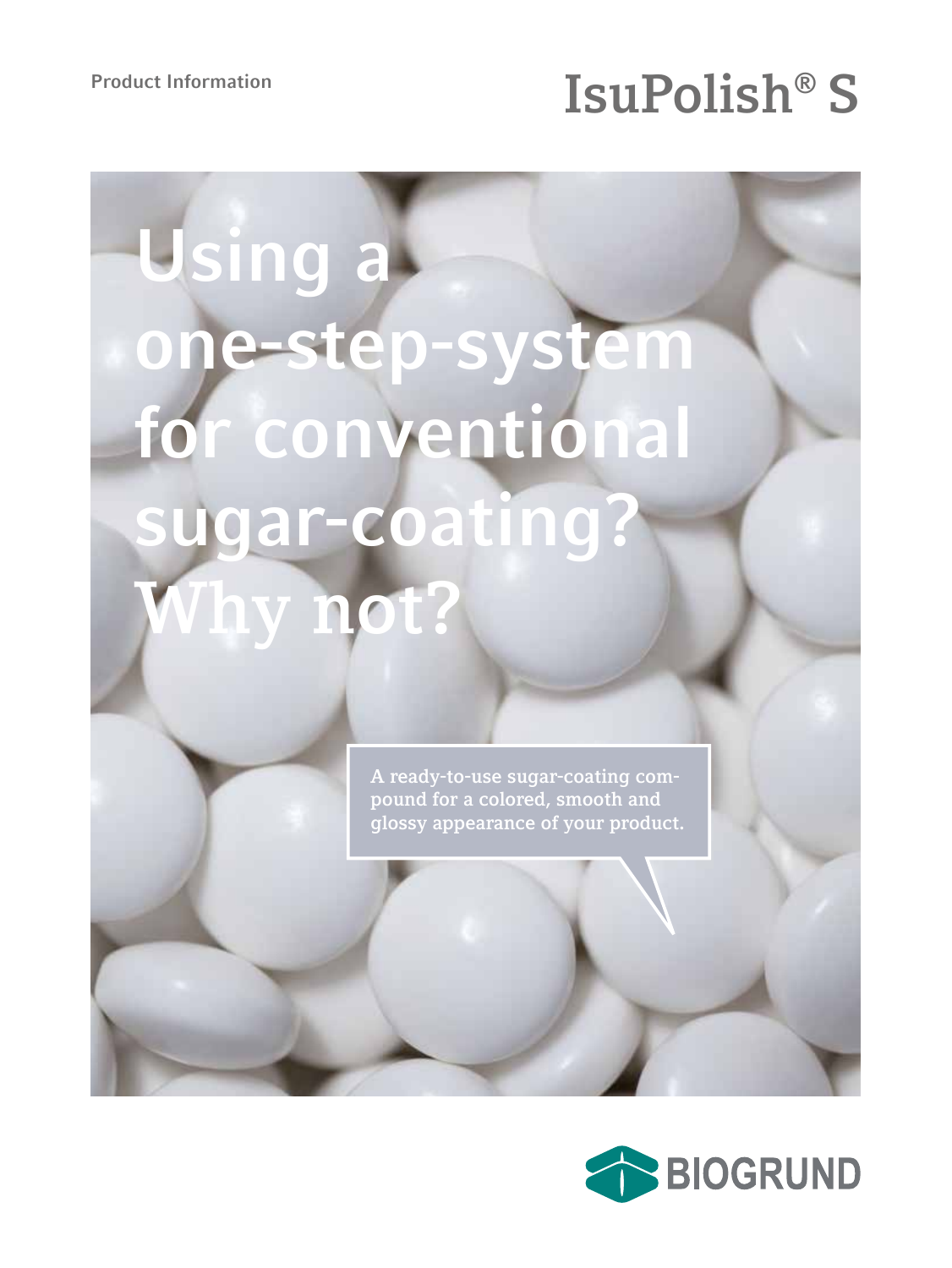Product Information

# IsuPolish® S

# Using a one-step-system for conventional sugar-coating? Why not?

A ready-to-use sugar-coating compound for a colored, smooth and glossy appearance of your product.

BIOGRUND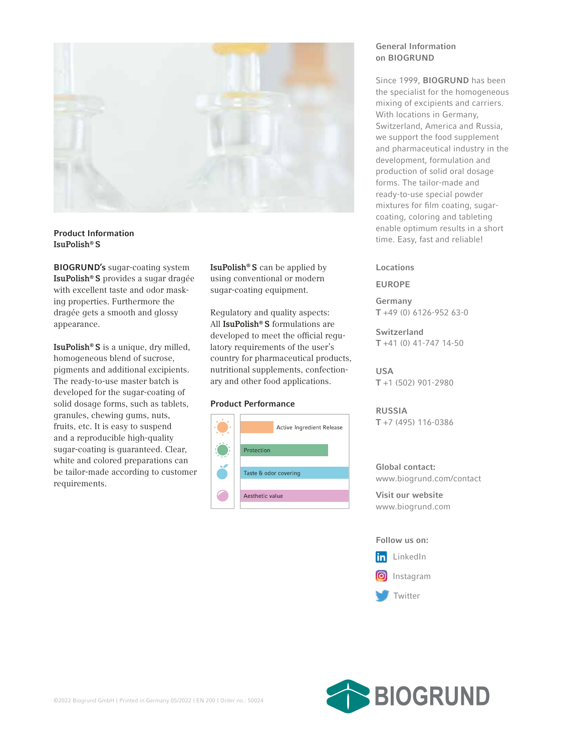## Product Information
## IsuPolish® S

**BIOGRUND's** sugar-coating system **IsuPolish® S** provides a sugar dragée with excellent taste and odor masking properties. Furthermore the dragée gets a smooth and glossy appearance.

**IsuPolish® S** is a unique, dry milled, homogeneous blend of sucrose, pigments and additional excipients. The ready-to-use master batch is developed for the sugar-coating of solid dosage forms, such as tablets, granules, chewing gums, nuts, fruits, etc. It is easy to suspend and a reproducible high-quality sugar-coating is guaranteed. Clear, white and colored preparations can be tailor-made according to customer requirements.

**IsuPolish® S** can be applied by using conventional or modern sugar-coating equipment.

Regulatory and quality aspects: All **IsuPolish® S** formulations are developed to meet the official regulatory requirements of the user's country for pharmaceutical products, nutritional supplements, confectionary and other food applications.

### Product Performance

Active Ingredient Release

Protection

Taste & odor covering

Aesthetic value

## General Information on BIOGRUND

Since 1999, **BIOGRUND** has been the specialist for the homogeneous mixing of excipients and carriers. With locations in Germany, Switzerland, America and Russia, we support the food supplement and pharmaceutical industry in the development, formulation and production of solid oral dosage forms. The tailor-made and ready-to-use special powder mixtures for film coating, sugar-coating, coloring and tableting enable optimum results in a short time. Easy, fast and reliable!

### Locations

**EUROPE**

**Germany**
**T** +49 (0) 6126-952 63-0

**Switzerland**
**T** +41 (0) 41-747 14-50

**USA**
**T** +1 (502) 901-2980

**RUSSIA**
**T** +7 (495) 116-0386

**Global contact:**
www.biogrund.com/contact

**Visit our website**
www.biogrund.com

**Follow us on:**
- LinkedIn
- Instagram
- Twitter

©2022 Biogrund GmbH | Printed in Germany 05/2022 | EN 200 | Order no.: 50024

BIOGRUND